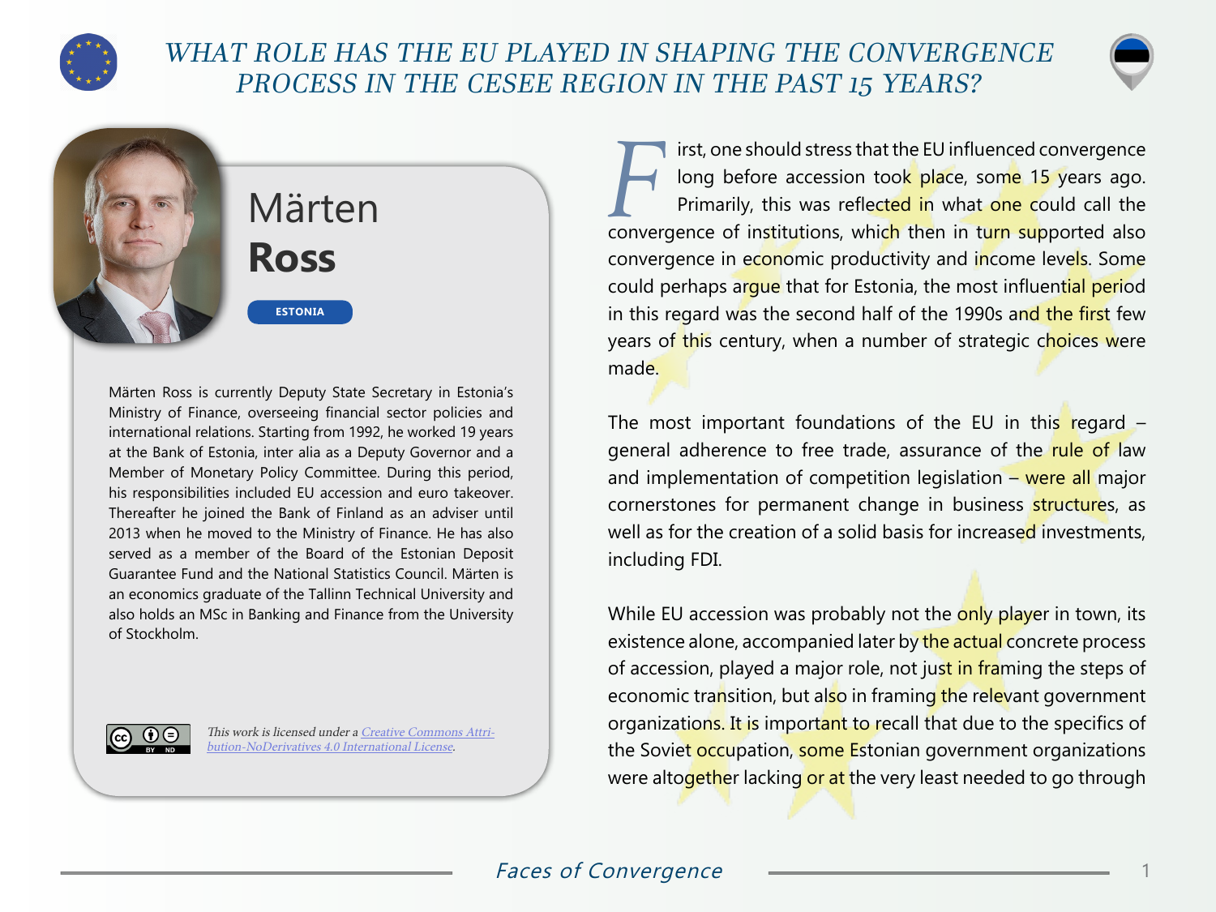# WHAT ROLE HAS THE EU PLAYED IN SHAPING THE CONVERGENCE PROCESS IN THE CESEE REGION IN THE PAST 15 YEARS?

## Märten **Ross**

**ESTONIA**

Märten Ross is currently Deputy State Secretary in Estonia's Ministry of Finance, overseeing financial sector policies and international relations. Starting from 1992, he worked 19 years at the Bank of Estonia, inter alia as a Deputy Governor and a Member of Monetary Policy Committee. During this period, his responsibilities included EU accession and euro takeover. Thereafter he joined the Bank of Finland as an adviser until 2013 when he moved to the Ministry of Finance. He has also served as a member of the Board of the Estonian Deposit Guarantee Fund and the National Statistics Council. Märten is an economics graduate of the Tallinn Technical University and also holds an MSc in Banking and Finance from the University of Stockholm.

*This work is licensed under a Creative Commons Attribution-NoDerivatives 4.0 International License.*

First, one should stress that the EU influenced convergence long before accession took place, some 15 years ago. Primarily, this was reflected in what one could call the convergence of institutions, which then in turn supported also convergence in economic productivity and income levels. Some could perhaps argue that for Estonia, the most influential period in this regard was the second half of the 1990s and the first few years of this century, when a number of strategic choices were made.

The most important foundations of the EU in this regard – general adherence to free trade, assurance of the rule of law and implementation of competition legislation – were all major cornerstones for permanent change in business structures, as well as for the creation of a solid basis for increased investments, including FDI.

While EU accession was probably not the only player in town, its existence alone, accompanied later by the actual concrete process of accession, played a major role, not just in framing the steps of economic transition, but also in framing the relevant government organizations. It is important to recall that due to the specifics of the Soviet occupation, some Estonian government organizations were altogether lacking or at the very least needed to go through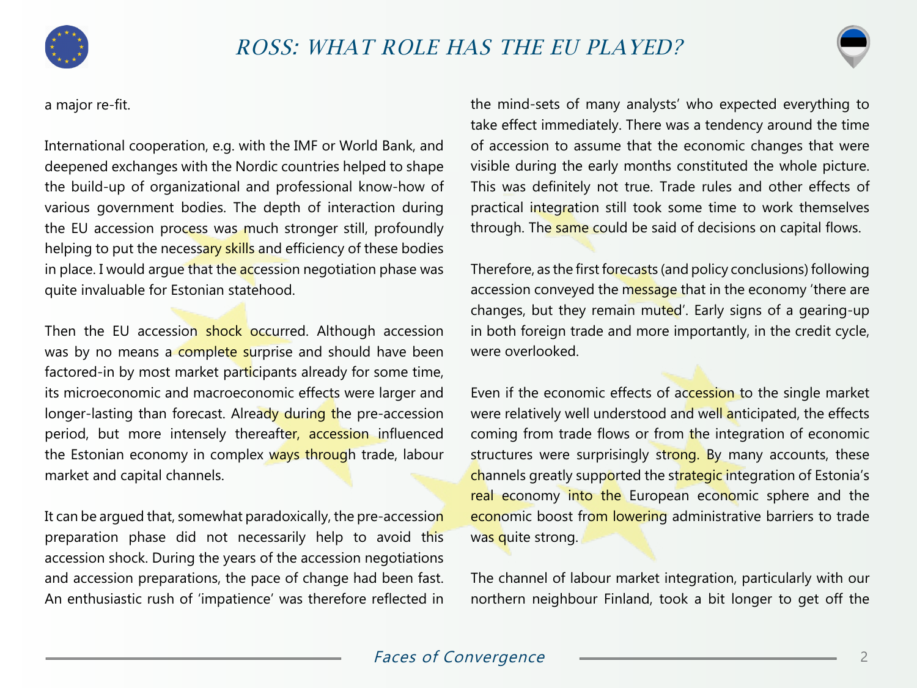a major re-fit.

International cooperation, e.g. with the IMF or World Bank, and deepened exchanges with the Nordic countries helped to shape the build-up of organizational and professional know-how of various government bodies. The depth of interaction during the EU accession process was much stronger still, profoundly helping to put the necessary skills and efficiency of these bodies in place. I would argue that the accession negotiation phase was quite invaluable for Estonian statehood.

Then the EU accession shock occurred. Although accession was by no means a complete surprise and should have been factored-in by most market participants already for some time, its microeconomic and macroeconomic effects were larger and longer-lasting than forecast. Already during the pre-accession period, but more intensely thereafter, accession influenced the Estonian economy in complex ways through trade, labour market and capital channels.

It can be argued that, somewhat paradoxically, the pre-accession preparation phase did not necessarily help to avoid this accession shock. During the years of the accession negotiations and accession preparations, the pace of change had been fast. An enthusiastic rush of 'impatience' was therefore reflected in the mind-sets of many analysts' who expected everything to take effect immediately. There was a tendency around the time of accession to assume that the economic changes that were visible during the early months constituted the whole picture. This was definitely not true. Trade rules and other effects of practical integration still took some time to work themselves through. The same could be said of decisions on capital flows.

Therefore, as the first forecasts (and policy conclusions) following accession conveyed the message that in the economy 'there are changes, but they remain muted'. Early signs of a gearing-up in both foreign trade and more importantly, in the credit cycle, were overlooked.

Even if the economic effects of accession to the single market were relatively well understood and well anticipated, the effects coming from trade flows or from the integration of economic structures were surprisingly strong. By many accounts, these channels greatly supported the strategic integration of Estonia's real economy into the European economic sphere and the economic boost from lowering administrative barriers to trade was quite strong.

The channel of labour market integration, particularly with our northern neighbour Finland, took a bit longer to get off the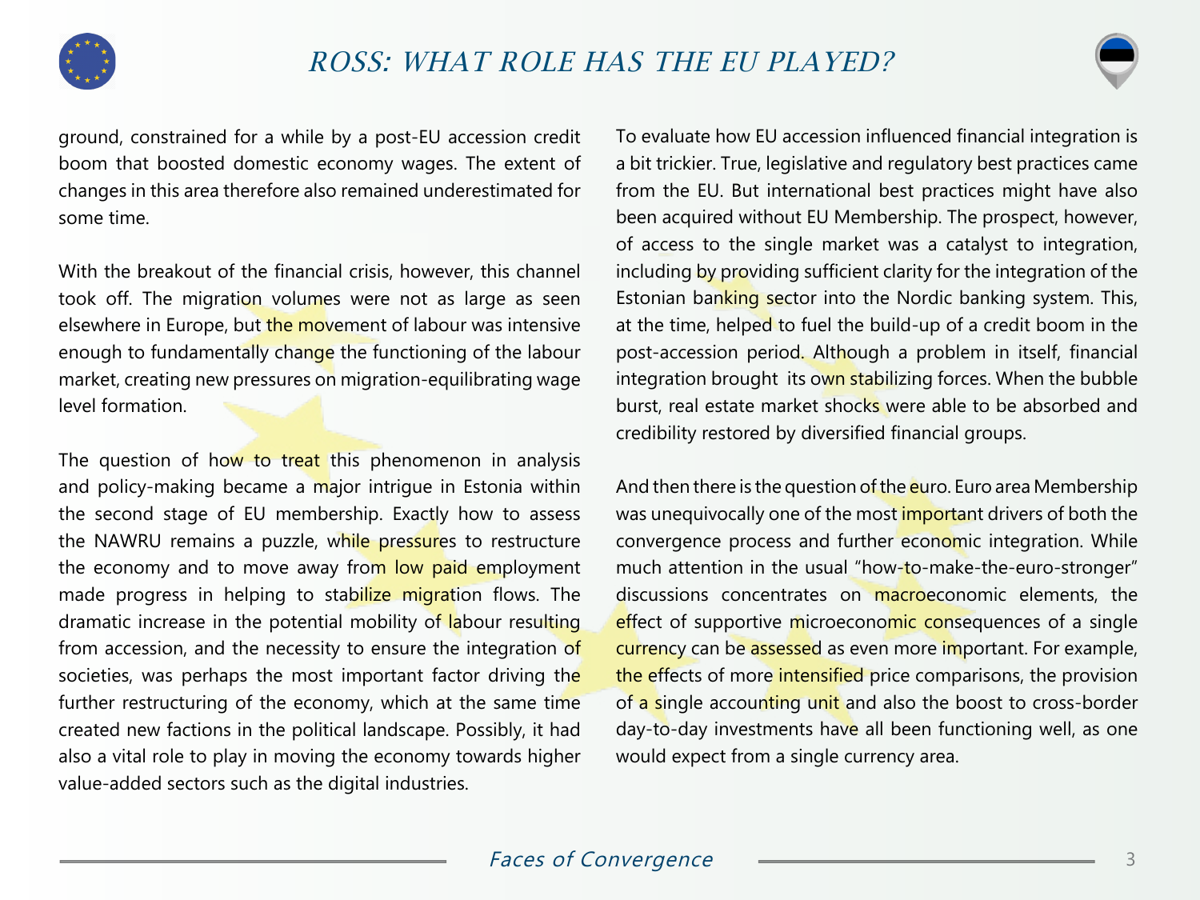ground, constrained for a while by a post-EU accession credit boom that boosted domestic economy wages. The extent of changes in this area therefore also remained underestimated for some time.

With the breakout of the financial crisis, however, this channel took off. The migration volumes were not as large as seen elsewhere in Europe, but the movement of labour was intensive enough to fundamentally change the functioning of the labour market, creating new pressures on migration-equilibrating wage level formation.

The question of how to treat this phenomenon in analysis and policy-making became a major intrigue in Estonia within the second stage of EU membership. Exactly how to assess the NAWRU remains a puzzle, while pressures to restructure the economy and to move away from low paid employment made progress in helping to stabilize migration flows. The dramatic increase in the potential mobility of labour resulting from accession, and the necessity to ensure the integration of societies, was perhaps the most important factor driving the further restructuring of the economy, which at the same time created new factions in the political landscape. Possibly, it had also a vital role to play in moving the economy towards higher value-added sectors such as the digital industries.

To evaluate how EU accession influenced financial integration is a bit trickier. True, legislative and regulatory best practices came from the EU. But international best practices might have also been acquired without EU Membership. The prospect, however, of access to the single market was a catalyst to integration, including by providing sufficient clarity for the integration of the Estonian banking sector into the Nordic banking system. This, at the time, helped to fuel the build-up of a credit boom in the post-accession period. Although a problem in itself, financial integration brought its own stabilizing forces. When the bubble burst, real estate market shocks were able to be absorbed and credibility restored by diversified financial groups.

And then there is the question of the euro. Euro area Membership was unequivocally one of the most important drivers of both the convergence process and further economic integration. While much attention in the usual "how-to-make-the-euro-stronger" discussions concentrates on macroeconomic elements, the effect of supportive microeconomic consequences of a single currency can be assessed as even more important. For example, the effects of more intensified price comparisons, the provision of a single accounting unit and also the boost to cross-border day-to-day investments have all been functioning well, as one would expect from a single currency area.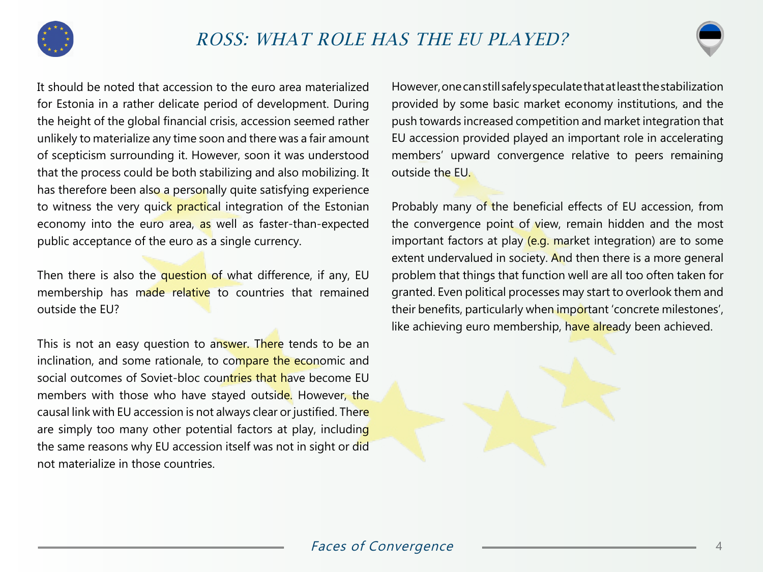# ROSS: WHAT ROLE HAS THE EU PLAYED?

It should be noted that accession to the euro area materialized for Estonia in a rather delicate period of development. During the height of the global financial crisis, accession seemed rather unlikely to materialize any time soon and there was a fair amount of scepticism surrounding it. However, soon it was understood that the process could be both stabilizing and also mobilizing. It has therefore been also a personally quite satisfying experience to witness the very quick practical integration of the Estonian economy into the euro area, as well as faster-than-expected public acceptance of the euro as a single currency.

Then there is also the question of what difference, if any, EU membership has made relative to countries that remained outside the EU?

This is not an easy question to answer. There tends to be an inclination, and some rationale, to compare the economic and social outcomes of Soviet-bloc countries that have become EU members with those who have stayed outside. However, the causal link with EU accession is not always clear or justified. There are simply too many other potential factors at play, including the same reasons why EU accession itself was not in sight or did not materialize in those countries.

However, one can still safely speculate that at least the stabilization provided by some basic market economy institutions, and the push towards increased competition and market integration that EU accession provided played an important role in accelerating members' upward convergence relative to peers remaining outside the EU.

Probably many of the beneficial effects of EU accession, from the convergence point of view, remain hidden and the most important factors at play (e.g. market integration) are to some extent undervalued in society. And then there is a more general problem that things that function well are all too often taken for granted. Even political processes may start to overlook them and their benefits, particularly when important 'concrete milestones', like achieving euro membership, have already been achieved.